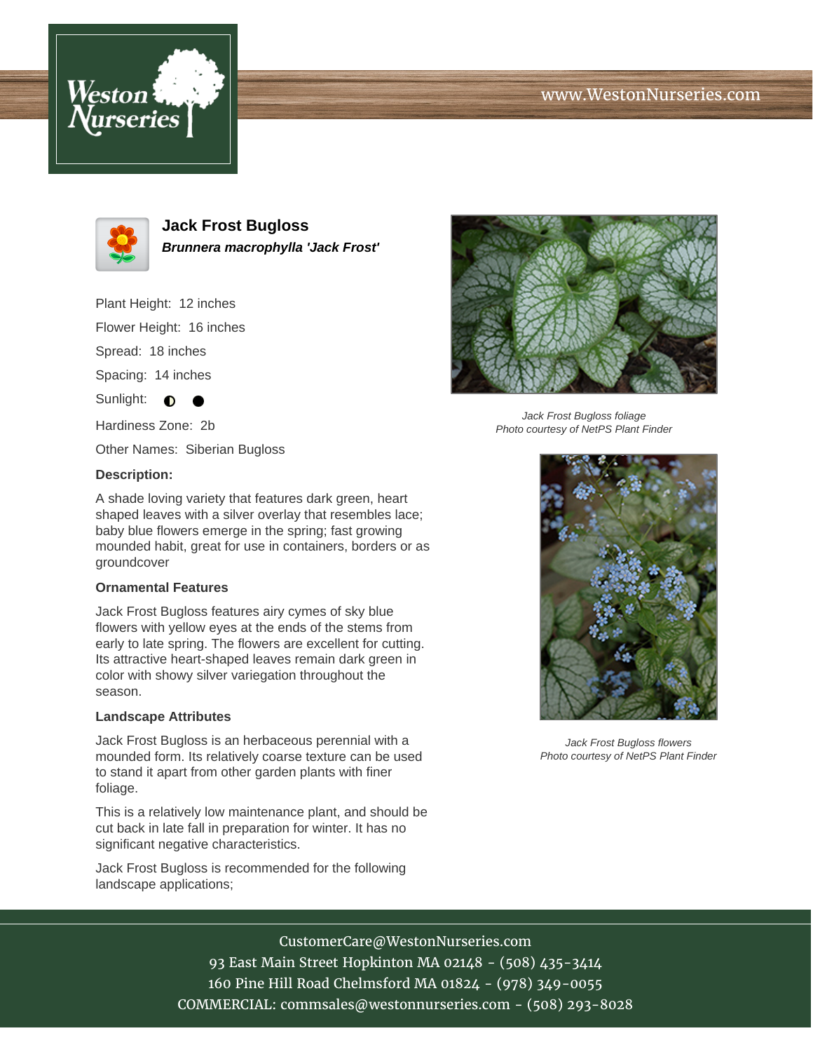# Jack Frost Bugloss

***Brunnera macrophylla 'Jack Frost'***

Plant Height: 12 inches

Flower Height: 16 inches

Spread: 18 inches

Spacing: 14 inches

Sunlight: ◐ ●

Hardiness Zone: 2b

Other Names: Siberian Bugloss

**Description:**

A shade loving variety that features dark green, heart shaped leaves with a silver overlay that resembles lace; baby blue flowers emerge in the spring; fast growing mounded habit, great for use in containers, borders or as groundcover

### Ornamental Features

Jack Frost Bugloss features airy cymes of sky blue flowers with yellow eyes at the ends of the stems from early to late spring. The flowers are excellent for cutting. Its attractive heart-shaped leaves remain dark green in color with showy silver variegation throughout the season.

### Landscape Attributes

Jack Frost Bugloss is an herbaceous perennial with a mounded form. Its relatively coarse texture can be used to stand it apart from other garden plants with finer foliage.

This is a relatively low maintenance plant, and should be cut back in late fall in preparation for winter. It has no significant negative characteristics.

Jack Frost Bugloss is recommended for the following landscape applications;

*Jack Frost Bugloss foliage*
*Photo courtesy of NetPS Plant Finder*

*Jack Frost Bugloss flowers*
*Photo courtesy of NetPS Plant Finder*

CustomerCare@WestonNurseries.com
93 East Main Street Hopkinton MA 02148 - (508) 435-3414
160 Pine Hill Road Chelmsford MA 01824 - (978) 349-0055
COMMERCIAL: commsales@westonnurseries.com - (508) 293-8028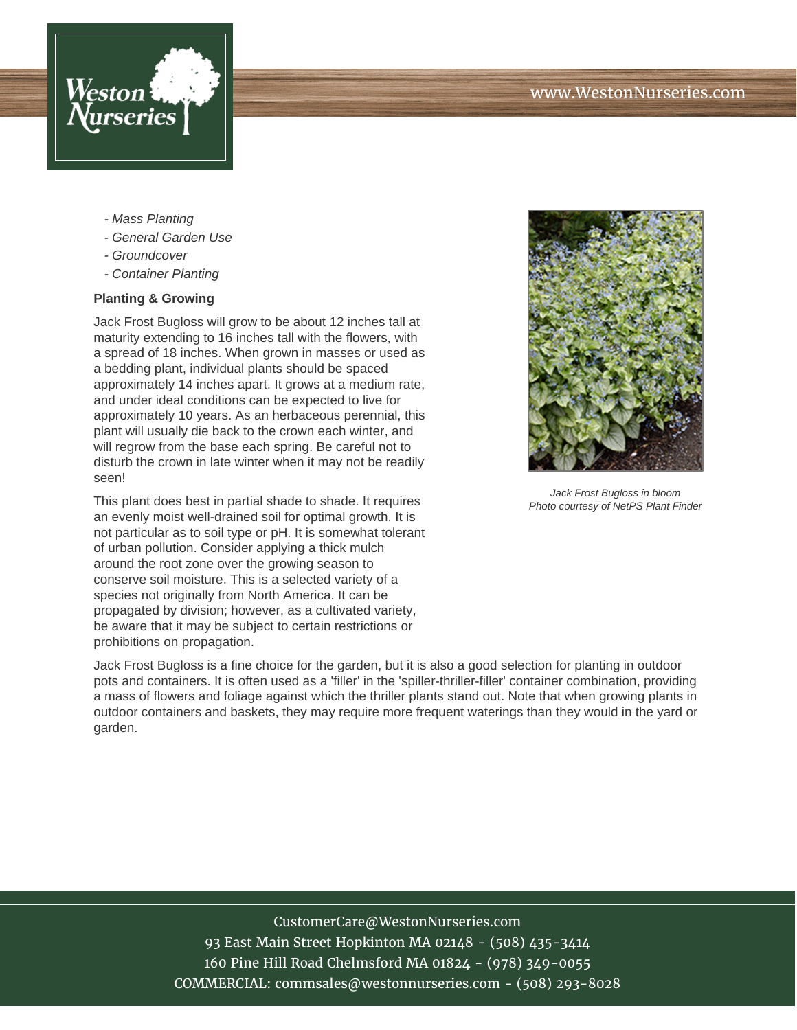- *Mass Planting*
- *General Garden Use*
- *Groundcover*
- *Container Planting*

**Planting & Growing**

Jack Frost Bugloss will grow to be about 12 inches tall at maturity extending to 16 inches tall with the flowers, with a spread of 18 inches. When grown in masses or used as a bedding plant, individual plants should be spaced approximately 14 inches apart. It grows at a medium rate, and under ideal conditions can be expected to live for approximately 10 years. As an herbaceous perennial, this plant will usually die back to the crown each winter, and will regrow from the base each spring. Be careful not to disturb the crown in late winter when it may not be readily seen!

This plant does best in partial shade to shade. It requires an evenly moist well-drained soil for optimal growth. It is not particular as to soil type or pH. It is somewhat tolerant of urban pollution. Consider applying a thick mulch around the root zone over the growing season to conserve soil moisture. This is a selected variety of a species not originally from North America. It can be propagated by division; however, as a cultivated variety, be aware that it may be subject to certain restrictions or prohibitions on propagation.

*Jack Frost Bugloss in bloom*
*Photo courtesy of NetPS Plant Finder*

Jack Frost Bugloss is a fine choice for the garden, but it is also a good selection for planting in outdoor pots and containers. It is often used as a 'filler' in the 'spiller-thriller-filler' container combination, providing a mass of flowers and foliage against which the thriller plants stand out. Note that when growing plants in outdoor containers and baskets, they may require more frequent waterings than they would in the yard or garden.